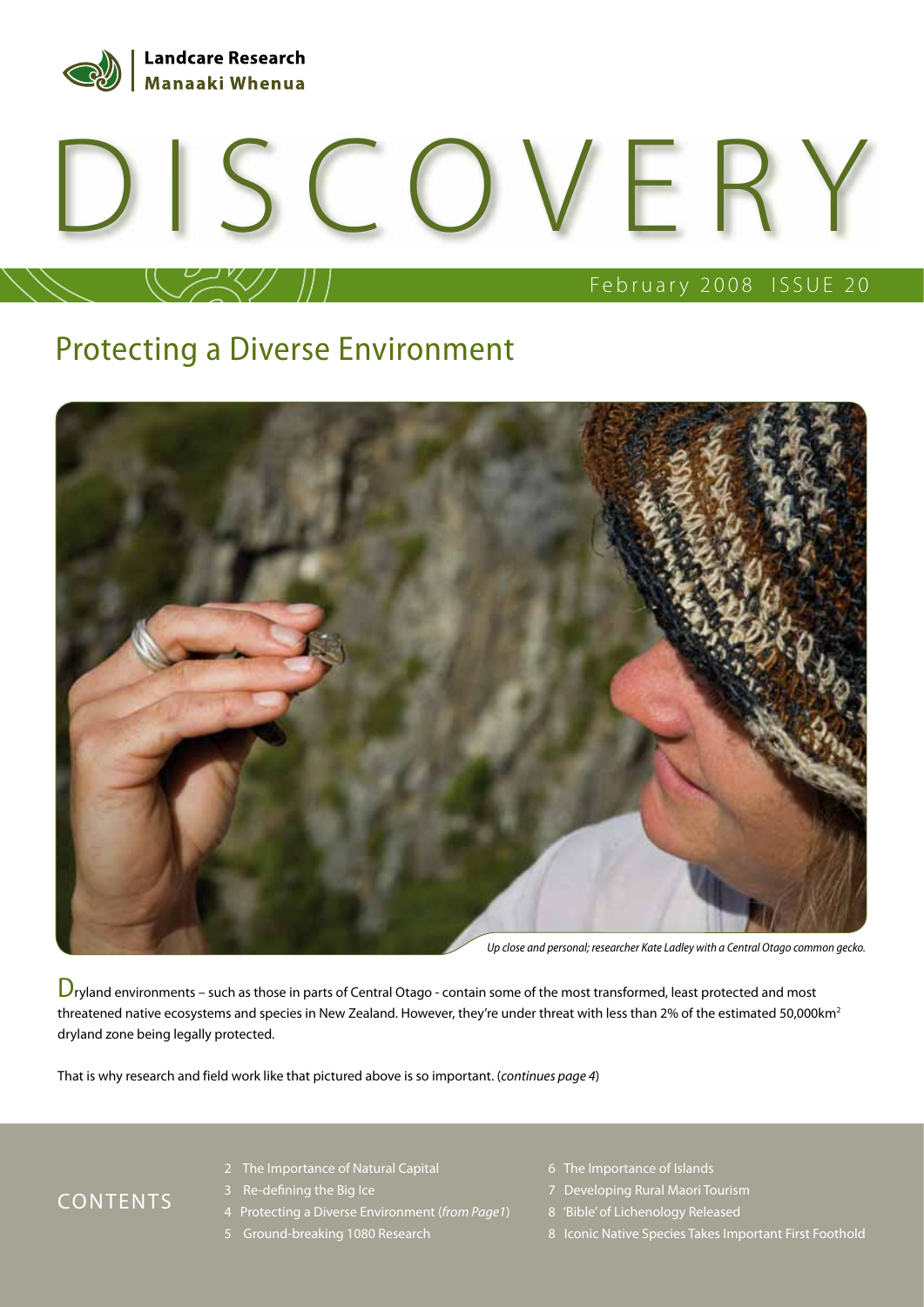Landcare Research
Manaaki Whenua

# DISCOVERY

February 2008 ISSUE 20

## Protecting a Diverse Environment

*Up close and personal; researcher Kate Ladley with a Central Otago common gecko.*

Dryland environments – such as those in parts of Central Otago - contain some of the most transformed, least protected and most threatened native ecosystems and species in New Zealand. However, they're under threat with less than 2% of the estimated 50,000km$^2$ dryland zone being legally protected.

That is why research and field work like that pictured above is so important. (*continues page 4*)

## CONTENTS

- 2 The Importance of Natural Capital
- 3 Re-defining the Big Ice
- 4 Protecting a Diverse Environment (*from Page1*)
- 5 Ground-breaking 1080 Research
- 6 The Importance of Islands
- 7 Developing Rural Maori Tourism
- 8 'Bible' of Lichenology Released
- 8 Iconic Native Species Takes Important First Foothold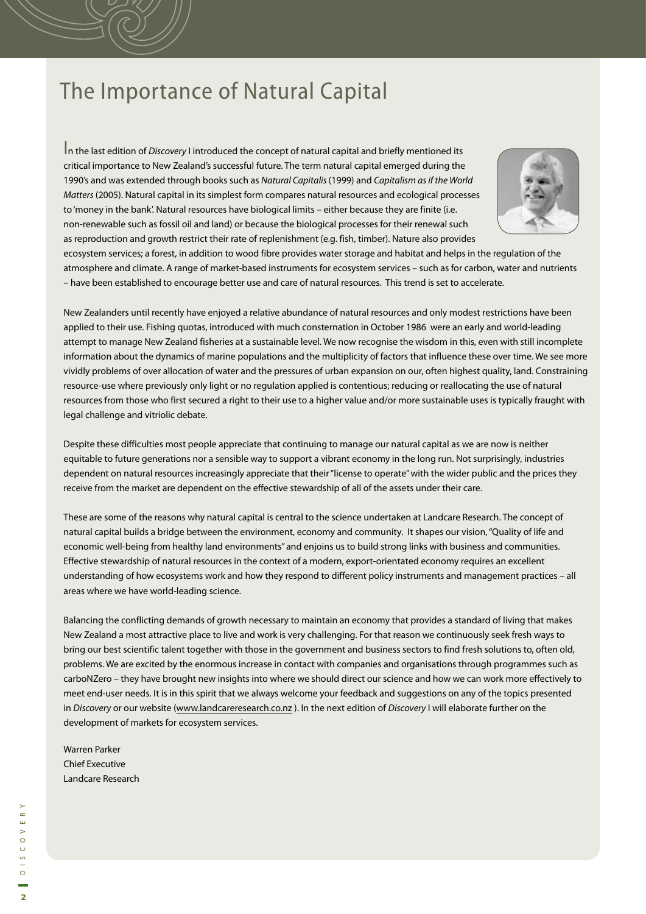# The Importance of Natural Capital

In the last edition of *Discovery* I introduced the concept of natural capital and briefly mentioned its critical importance to New Zealand's successful future. The term natural capital emerged during the 1990's and was extended through books such as *Natural Capitalis* (1999) and *Capitalism as if the World Matters* (2005). Natural capital in its simplest form compares natural resources and ecological processes to 'money in the bank'. Natural resources have biological limits – either because they are finite (i.e. non-renewable such as fossil oil and land) or because the biological processes for their renewal such as reproduction and growth restrict their rate of replenishment (e.g. fish, timber). Nature also provides ecosystem services; a forest, in addition to wood fibre provides water storage and habitat and helps in the regulation of the atmosphere and climate. A range of market-based instruments for ecosystem services – such as for carbon, water and nutrients – have been established to encourage better use and care of natural resources. This trend is set to accelerate.

New Zealanders until recently have enjoyed a relative abundance of natural resources and only modest restrictions have been applied to their use. Fishing quotas, introduced with much consternation in October 1986 were an early and world-leading attempt to manage New Zealand fisheries at a sustainable level. We now recognise the wisdom in this, even with still incomplete information about the dynamics of marine populations and the multiplicity of factors that influence these over time. We see more vividly problems of over allocation of water and the pressures of urban expansion on our, often highest quality, land. Constraining resource-use where previously only light or no regulation applied is contentious; reducing or reallocating the use of natural resources from those who first secured a right to their use to a higher value and/or more sustainable uses is typically fraught with legal challenge and vitriolic debate.

Despite these difficulties most people appreciate that continuing to manage our natural capital as we are now is neither equitable to future generations nor a sensible way to support a vibrant economy in the long run. Not surprisingly, industries dependent on natural resources increasingly appreciate that their "license to operate" with the wider public and the prices they receive from the market are dependent on the effective stewardship of all of the assets under their care.

These are some of the reasons why natural capital is central to the science undertaken at Landcare Research. The concept of natural capital builds a bridge between the environment, economy and community. It shapes our vision, "Quality of life and economic well-being from healthy land environments" and enjoins us to build strong links with business and communities. Effective stewardship of natural resources in the context of a modern, export-orientated economy requires an excellent understanding of how ecosystems work and how they respond to different policy instruments and management practices – all areas where we have world-leading science.

Balancing the conflicting demands of growth necessary to maintain an economy that provides a standard of living that makes New Zealand a most attractive place to live and work is very challenging. For that reason we continuously seek fresh ways to bring our best scientific talent together with those in the government and business sectors to find fresh solutions to, often old, problems. We are excited by the enormous increase in contact with companies and organisations through programmes such as carboNZero – they have brought new insights into where we should direct our science and how we can work more effectively to meet end-user needs. It is in this spirit that we always welcome your feedback and suggestions on any of the topics presented in *Discovery* or our website (www.landcareresearch.co.nz ). In the next edition of *Discovery* I will elaborate further on the development of markets for ecosystem services.

Warren Parker
Chief Executive
Landcare Research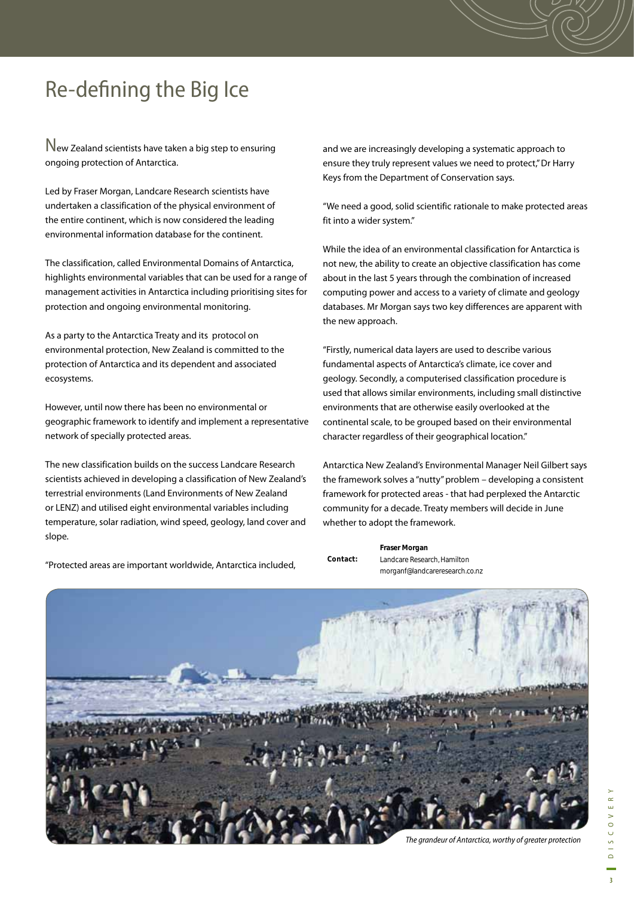# Re-defining the Big Ice

New Zealand scientists have taken a big step to ensuring ongoing protection of Antarctica.

Led by Fraser Morgan, Landcare Research scientists have undertaken a classification of the physical environment of the entire continent, which is now considered the leading environmental information database for the continent.

The classification, called Environmental Domains of Antarctica, highlights environmental variables that can be used for a range of management activities in Antarctica including prioritising sites for protection and ongoing environmental monitoring.

As a party to the Antarctica Treaty and its protocol on environmental protection, New Zealand is committed to the protection of Antarctica and its dependent and associated ecosystems.

However, until now there has been no environmental or geographic framework to identify and implement a representative network of specially protected areas.

The new classification builds on the success Landcare Research scientists achieved in developing a classification of New Zealand's terrestrial environments (Land Environments of New Zealand or LENZ) and utilised eight environmental variables including temperature, solar radiation, wind speed, geology, land cover and slope.

"Protected areas are important worldwide, Antarctica included, and we are increasingly developing a systematic approach to ensure they truly represent values we need to protect," Dr Harry Keys from the Department of Conservation says.

"We need a good, solid scientific rationale to make protected areas fit into a wider system."

While the idea of an environmental classification for Antarctica is not new, the ability to create an objective classification has come about in the last 5 years through the combination of increased computing power and access to a variety of climate and geology databases. Mr Morgan says two key differences are apparent with the new approach.

"Firstly, numerical data layers are used to describe various fundamental aspects of Antarctica's climate, ice cover and geology. Secondly, a computerised classification procedure is used that allows similar environments, including small distinctive environments that are otherwise easily overlooked at the continental scale, to be grouped based on their environmental character regardless of their geographical location."

Antarctica New Zealand's Environmental Manager Neil Gilbert says the framework solves a "nutty" problem – developing a consistent framework for protected areas - that had perplexed the Antarctic community for a decade. Treaty members will decide in June whether to adopt the framework.

**Contact:** **Fraser Morgan**
Landcare Research, Hamilton
morganf@landcareresearch.co.nz

*The grandeur of Antarctica, worthy of greater protection*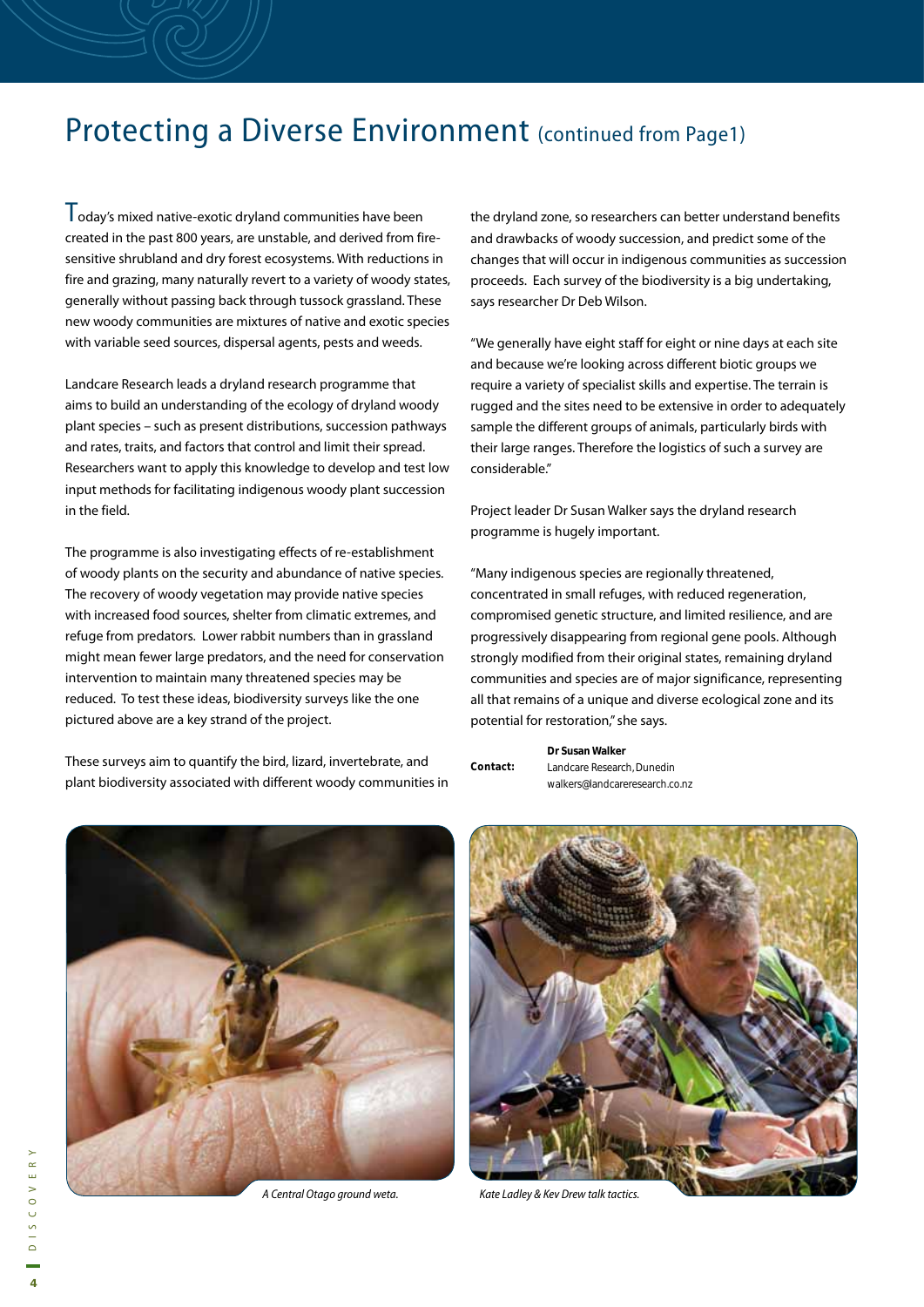# Protecting a Diverse Environment (continued from Page1)

Today's mixed native-exotic dryland communities have been created in the past 800 years, are unstable, and derived from fire-sensitive shrubland and dry forest ecosystems. With reductions in fire and grazing, many naturally revert to a variety of woody states, generally without passing back through tussock grassland. These new woody communities are mixtures of native and exotic species with variable seed sources, dispersal agents, pests and weeds.

Landcare Research leads a dryland research programme that aims to build an understanding of the ecology of dryland woody plant species – such as present distributions, succession pathways and rates, traits, and factors that control and limit their spread. Researchers want to apply this knowledge to develop and test low input methods for facilitating indigenous woody plant succession in the field.

The programme is also investigating effects of re-establishment of woody plants on the security and abundance of native species. The recovery of woody vegetation may provide native species with increased food sources, shelter from climatic extremes, and refuge from predators. Lower rabbit numbers than in grassland might mean fewer large predators, and the need for conservation intervention to maintain many threatened species may be reduced. To test these ideas, biodiversity surveys like the one pictured above are a key strand of the project.

These surveys aim to quantify the bird, lizard, invertebrate, and plant biodiversity associated with different woody communities in the dryland zone, so researchers can better understand benefits and drawbacks of woody succession, and predict some of the changes that will occur in indigenous communities as succession proceeds. Each survey of the biodiversity is a big undertaking, says researcher Dr Deb Wilson.

"We generally have eight staff for eight or nine days at each site and because we're looking across different biotic groups we require a variety of specialist skills and expertise. The terrain is rugged and the sites need to be extensive in order to adequately sample the different groups of animals, particularly birds with their large ranges. Therefore the logistics of such a survey are considerable."

Project leader Dr Susan Walker says the dryland research programme is hugely important.

"Many indigenous species are regionally threatened, concentrated in small refuges, with reduced regeneration, compromised genetic structure, and limited resilience, and are progressively disappearing from regional gene pools. Although strongly modified from their original states, remaining dryland communities and species are of major significance, representing all that remains of a unique and diverse ecological zone and its potential for restoration," she says.

**Contact:** **Dr Susan Walker**
Landcare Research, Dunedin
walkers@landcareresearch.co.nz

*A Central Otago ground weta.*

*Kate Ladley & Kev Drew talk tactics.*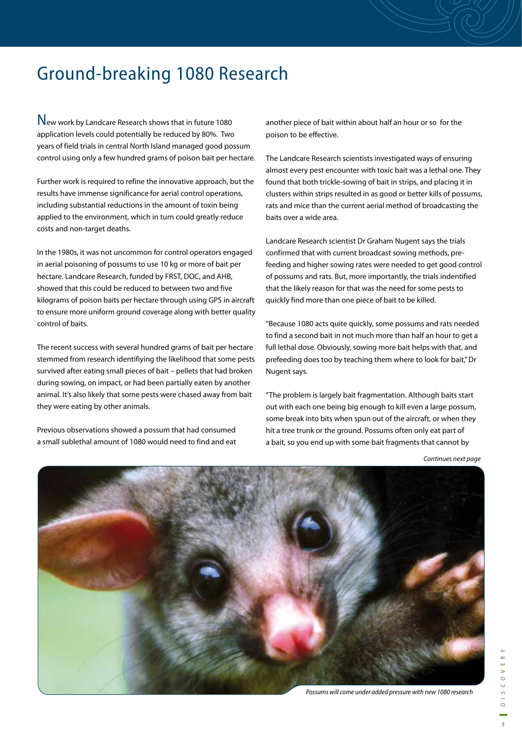# Ground-breaking 1080 Research

New work by Landcare Research shows that in future 1080 application levels could potentially be reduced by 80%. Two years of field trials in central North Island managed good possum control using only a few hundred grams of poison bait per hectare.

Further work is required to refine the innovative approach, but the results have immense significance for aerial control operations, including substantial reductions in the amount of toxin being applied to the environment, which in turn could greatly reduce costs and non-target deaths.

In the 1980s, it was not uncommon for control operators engaged in aerial poisoning of possums to use 10 kg or more of bait per hectare. Landcare Research, funded by FRST, DOC, and AHB, showed that this could be reduced to between two and five kilograms of poison baits per hectare through using GPS in aircraft to ensure more uniform ground coverage along with better quality control of baits.

The recent success with several hundred grams of bait per hectare stemmed from research identifiying the likelihood that some pests survived after eating small pieces of bait – pellets that had broken during sowing, on impact, or had been partially eaten by another animal. It's also likely that some pests were chased away from bait they were eating by other animals.

Previous observations showed a possum that had consumed a small sublethal amount of 1080 would need to find and eat another piece of bait within about half an hour or so for the poison to be effective.

The Landcare Research scientists investigated ways of ensuring almost every pest encounter with toxic bait was a lethal one. They found that both trickle-sowing of bait in strips, and placing it in clusters within strips resulted in as good or better kills of possums, rats and mice than the current aerial method of broadcasting the baits over a wide area.

Landcare Research scientist Dr Graham Nugent says the trials confirmed that with current broadcast sowing methods, pre-feeding and higher sowing rates were needed to get good control of possums and rats. But, more importantly, the trials indentified that the likely reason for that was the need for some pests to quickly find more than one piece of bait to be killed.

"Because 1080 acts quite quickly, some possums and rats needed to find a second bait in not much more than half an hour to get a full lethal dose. Obviously, sowing more bait helps with that, and prefeeding does too by teaching them where to look for bait," Dr Nugent says.

"The problem is largely bait fragmentation. Although baits start out with each one being big enough to kill even a large possum, some break into bits when spun out of the aircraft, or when they hit a tree trunk or the ground. Possums often only eat part of a bait, so you end up with some bait fragments that cannot by

*Continues next page*

*Possums will come under added pressure with new 1080 research*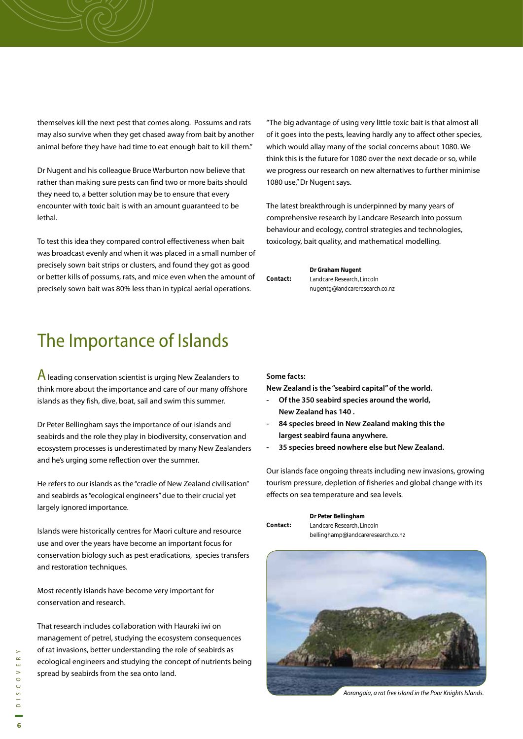themselves kill the next pest that comes along. Possums and rats may also survive when they get chased away from bait by another animal before they have had time to eat enough bait to kill them."

Dr Nugent and his colleague Bruce Warburton now believe that rather than making sure pests can find two or more baits should they need to, a better solution may be to ensure that every encounter with toxic bait is with an amount guaranteed to be lethal.

To test this idea they compared control effectiveness when bait was broadcast evenly and when it was placed in a small number of precisely sown bait strips or clusters, and found they got as good or better kills of possums, rats, and mice even when the amount of precisely sown bait was 80% less than in typical aerial operations.

"The big advantage of using very little toxic bait is that almost all of it goes into the pests, leaving hardly any to affect other species, which would allay many of the social concerns about 1080. We think this is the future for 1080 over the next decade or so, while we progress our research on new alternatives to further minimise 1080 use," Dr Nugent says.

The latest breakthrough is underpinned by many years of comprehensive research by Landcare Research into possum behaviour and ecology, control strategies and technologies, toxicology, bait quality, and mathematical modelling.

**Contact:** **Dr Graham Nugent**
Landcare Research, Lincoln
nugentg@landcareresearch.co.nz

# The Importance of Islands

A leading conservation scientist is urging New Zealanders to think more about the importance and care of our many offshore islands as they fish, dive, boat, sail and swim this summer.

Dr Peter Bellingham says the importance of our islands and seabirds and the role they play in biodiversity, conservation and ecosystem processes is underestimated by many New Zealanders and he's urging some reflection over the summer.

He refers to our islands as the "cradle of New Zealand civilisation" and seabirds as "ecological engineers" due to their crucial yet largely ignored importance.

Islands were historically centres for Maori culture and resource use and over the years have become an important focus for conservation biology such as pest eradications, species transfers and restoration techniques.

Most recently islands have become very important for conservation and research.

That research includes collaboration with Hauraki iwi on management of petrel, studying the ecosystem consequences of rat invasions, better understanding the role of seabirds as ecological engineers and studying the concept of nutrients being spread by seabirds from the sea onto land.

**Some facts:**

**New Zealand is the "seabird capital" of the world.**

- **Of the 350 seabird species around the world, New Zealand has 140 .**
- **84 species breed in New Zealand making this the largest seabird fauna anywhere.**
- **35 species breed nowhere else but New Zealand.**

Our islands face ongoing threats including new invasions, growing tourism pressure, depletion of fisheries and global change with its effects on sea temperature and sea levels.

**Contact:** **Dr Peter Bellingham**
Landcare Research, Lincoln
bellinghamp@landcareresearch.co.nz

*Aorangaia, a rat free island in the Poor Knights Islands.*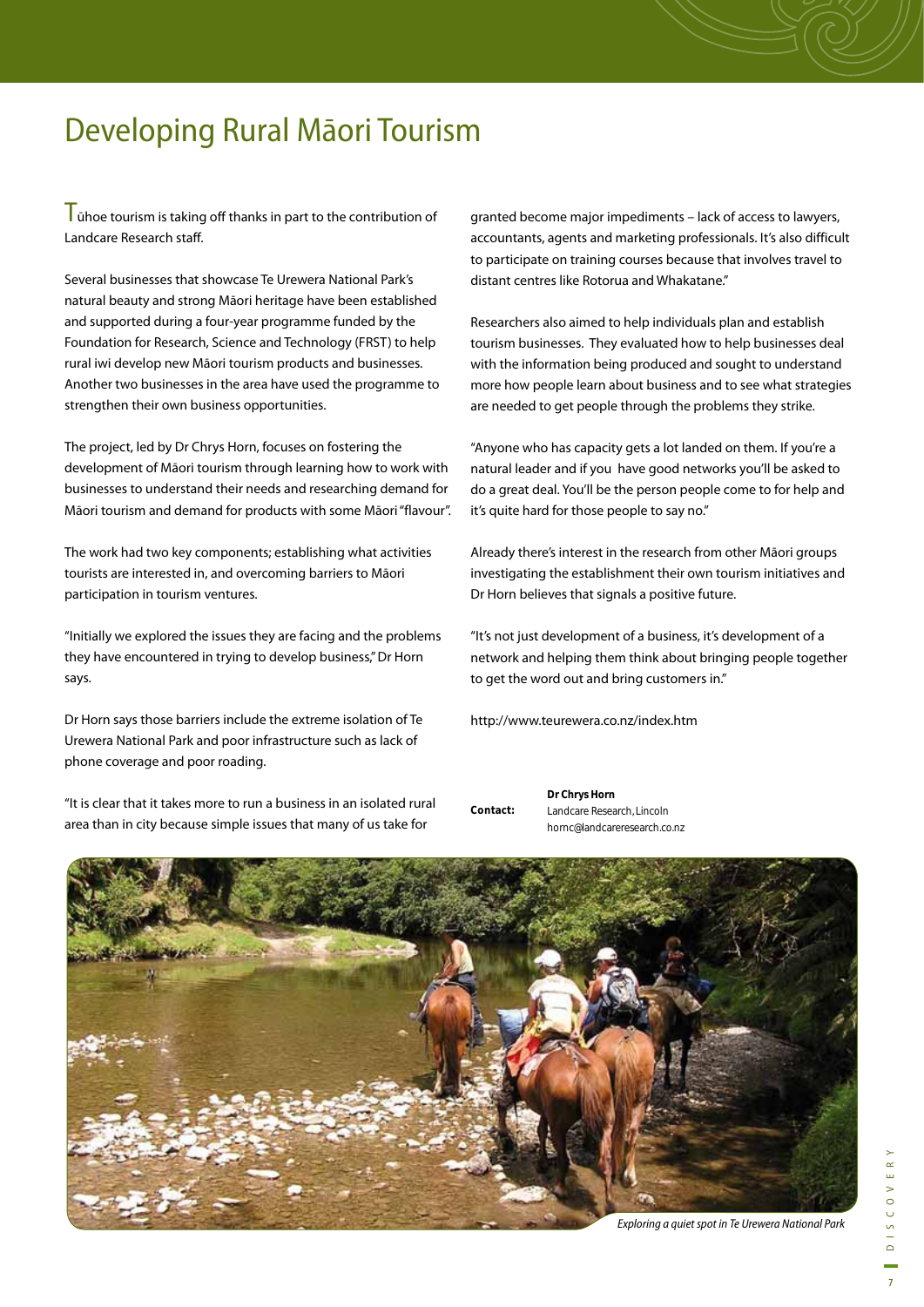# Developing Rural Māori Tourism

Tūhoe tourism is taking off thanks in part to the contribution of Landcare Research staff.

Several businesses that showcase Te Urewera National Park's natural beauty and strong Māori heritage have been established and supported during a four-year programme funded by the Foundation for Research, Science and Technology (FRST) to help rural iwi develop new Māori tourism products and businesses. Another two businesses in the area have used the programme to strengthen their own business opportunities.

The project, led by Dr Chrys Horn, focuses on fostering the development of Māori tourism through learning how to work with businesses to understand their needs and researching demand for Māori tourism and demand for products with some Māori "flavour".

The work had two key components; establishing what activities tourists are interested in, and overcoming barriers to Māori participation in tourism ventures.

"Initially we explored the issues they are facing and the problems they have encountered in trying to develop business," Dr Horn says.

Dr Horn says those barriers include the extreme isolation of Te Urewera National Park and poor infrastructure such as lack of phone coverage and poor roading.

"It is clear that it takes more to run a business in an isolated rural area than in city because simple issues that many of us take for granted become major impediments – lack of access to lawyers, accountants, agents and marketing professionals. It's also difficult to participate on training courses because that involves travel to distant centres like Rotorua and Whakatane."

Researchers also aimed to help individuals plan and establish tourism businesses. They evaluated how to help businesses deal with the information being produced and sought to understand more how people learn about business and to see what strategies are needed to get people through the problems they strike.

"Anyone who has capacity gets a lot landed on them. If you're a natural leader and if you have good networks you'll be asked to do a great deal. You'll be the person people come to for help and it's quite hard for those people to say no."

Already there's interest in the research from other Māori groups investigating the establishment their own tourism initiatives and Dr Horn believes that signals a positive future.

"It's not just development of a business, it's development of a network and helping them think about bringing people together to get the word out and bring customers in."

http://www.teurewera.co.nz/index.htm

**Contact:** **Dr Chrys Horn**
Landcare Research, Lincoln
hornc@landcareresearch.co.nz

*Exploring a quiet spot in Te Urewera National Park*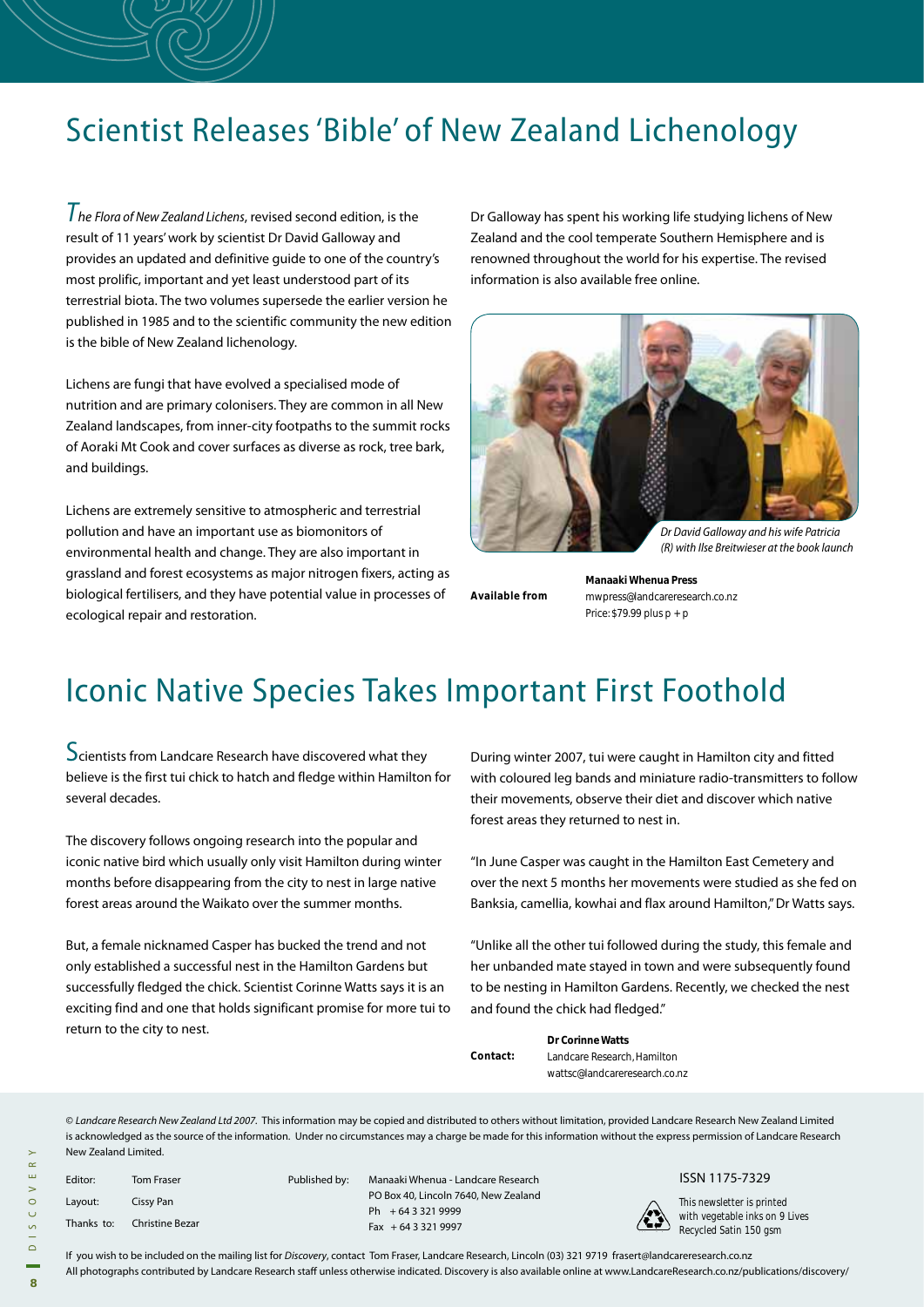# Scientist Releases 'Bible' of New Zealand Lichenology

*The Flora of New Zealand Lichens*, revised second edition, is the result of 11 years' work by scientist Dr David Galloway and provides an updated and definitive guide to one of the country's most prolific, important and yet least understood part of its terrestrial biota. The two volumes supersede the earlier version he published in 1985 and to the scientific community the new edition is the bible of New Zealand lichenology.

Lichens are fungi that have evolved a specialised mode of nutrition and are primary colonisers. They are common in all New Zealand landscapes, from inner-city footpaths to the summit rocks of Aoraki Mt Cook and cover surfaces as diverse as rock, tree bark, and buildings.

Lichens are extremely sensitive to atmospheric and terrestrial pollution and have an important use as biomonitors of environmental health and change. They are also important in grassland and forest ecosystems as major nitrogen fixers, acting as biological fertilisers, and they have potential value in processes of ecological repair and restoration.

Dr Galloway has spent his working life studying lichens of New Zealand and the cool temperate Southern Hemisphere and is renowned throughout the world for his expertise. The revised information is also available free online.

*Dr David Galloway and his wife Patricia (R) with Ilse Breitwieser at the book launch*

**Available from**
**Manaaki Whenua Press**
mwpress@landcareresearch.co.nz
Price: $79.99 plus p + p

# Iconic Native Species Takes Important First Foothold

Scientists from Landcare Research have discovered what they believe is the first tui chick to hatch and fledge within Hamilton for several decades.

The discovery follows ongoing research into the popular and iconic native bird which usually only visit Hamilton during winter months before disappearing from the city to nest in large native forest areas around the Waikato over the summer months.

But, a female nicknamed Casper has bucked the trend and not only established a successful nest in the Hamilton Gardens but successfully fledged the chick. Scientist Corinne Watts says it is an exciting find and one that holds significant promise for more tui to return to the city to nest.

During winter 2007, tui were caught in Hamilton city and fitted with coloured leg bands and miniature radio-transmitters to follow their movements, observe their diet and discover which native forest areas they returned to nest in.

"In June Casper was caught in the Hamilton East Cemetery and over the next 5 months her movements were studied as she fed on Banksia, camellia, kowhai and flax around Hamilton," Dr Watts says.

"Unlike all the other tui followed during the study, this female and her unbanded mate stayed in town and were subsequently found to be nesting in Hamilton Gardens. Recently, we checked the nest and found the chick had fledged."

**Contact:**
**Dr Corinne Watts**
Landcare Research, Hamilton
wattsc@landcareresearch.co.nz

---

© *Landcare Research New Zealand Ltd 2007.* This information may be copied and distributed to others without limitation, provided Landcare Research New Zealand Limited is acknowledged as the source of the information. Under no circumstances may a charge be made for this information without the express permission of Landcare Research New Zealand Limited.

Editor: Tom Fraser
Layout: Cissy Pan
Thanks to: Christine Bezar

Published by: Manaaki Whenua - Landcare Research
PO Box 40, Lincoln 7640, New Zealand
Ph + 64 3 321 9999
Fax + 64 3 321 9997

ISSN 1175-7329

This newsletter is printed with vegetable inks on 9 Lives Recycled Satin 150 gsm

If you wish to be included on the mailing list for *Discovery*, contact Tom Fraser, Landcare Research, Lincoln (03) 321 9719 frasert@landcareresearch.co.nz
All photographs contributed by Landcare Research staff unless otherwise indicated. Discovery is also available online at www.LandcareResearch.co.nz/publications/discovery/